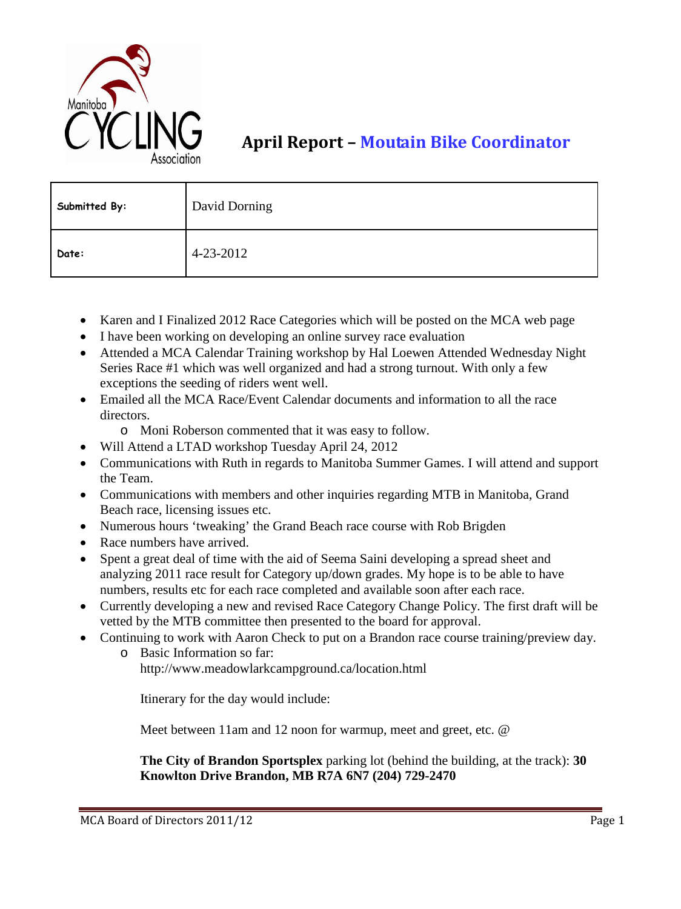# April Report – Moutain Bike Coordinator

| Submitted By: | David Dorning |
|---|---|
| Date: | 4-23-2012 |

- Karen and I Finalized 2012 Race Categories which will be posted on the MCA web page
- I have been working on developing an online survey race evaluation
- Attended a MCA Calendar Training workshop by Hal Loewen Attended Wednesday Night Series Race #1 which was well organized and had a strong turnout. With only a few exceptions the seeding of riders went well.
- Emailed all the MCA Race/Event Calendar documents and information to all the race directors.
  - Moni Roberson commented that it was easy to follow.
- Will Attend a LTAD workshop Tuesday April 24, 2012
- Communications with Ruth in regards to Manitoba Summer Games. I will attend and support the Team.
- Communications with members and other inquiries regarding MTB in Manitoba, Grand Beach race, licensing issues etc.
- Numerous hours 'tweaking' the Grand Beach race course with Rob Brigden
- Race numbers have arrived.
- Spent a great deal of time with the aid of Seema Saini developing a spread sheet and analyzing 2011 race result for Category up/down grades. My hope is to be able to have numbers, results etc for each race completed and available soon after each race.
- Currently developing a new and revised Race Category Change Policy. The first draft will be vetted by the MTB committee then presented to the board for approval.
- Continuing to work with Aaron Check to put on a Brandon race course training/preview day.
  - Basic Information so far:
    http://www.meadowlarkcampground.ca/location.html

    Itinerary for the day would include:

    Meet between 11am and 12 noon for warmup, meet and greet, etc. @

    **The City of Brandon Sportsplex** parking lot (behind the building, at the track): **30 Knowlton Drive Brandon, MB R7A 6N7 (204) 729-2470**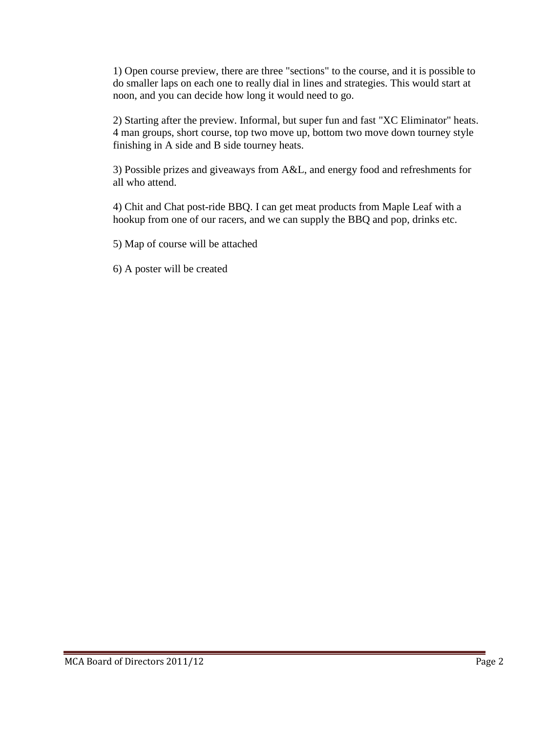1) Open course preview, there are three "sections" to the course, and it is possible to do smaller laps on each one to really dial in lines and strategies. This would start at noon, and you can decide how long it would need to go.

2) Starting after the preview. Informal, but super fun and fast "XC Eliminator" heats. 4 man groups, short course, top two move up, bottom two move down tourney style finishing in A side and B side tourney heats.

3) Possible prizes and giveaways from A&L, and energy food and refreshments for all who attend.

4) Chit and Chat post-ride BBQ. I can get meat products from Maple Leaf with a hookup from one of our racers, and we can supply the BBQ and pop, drinks etc.

5) Map of course will be attached

6) A poster will be created